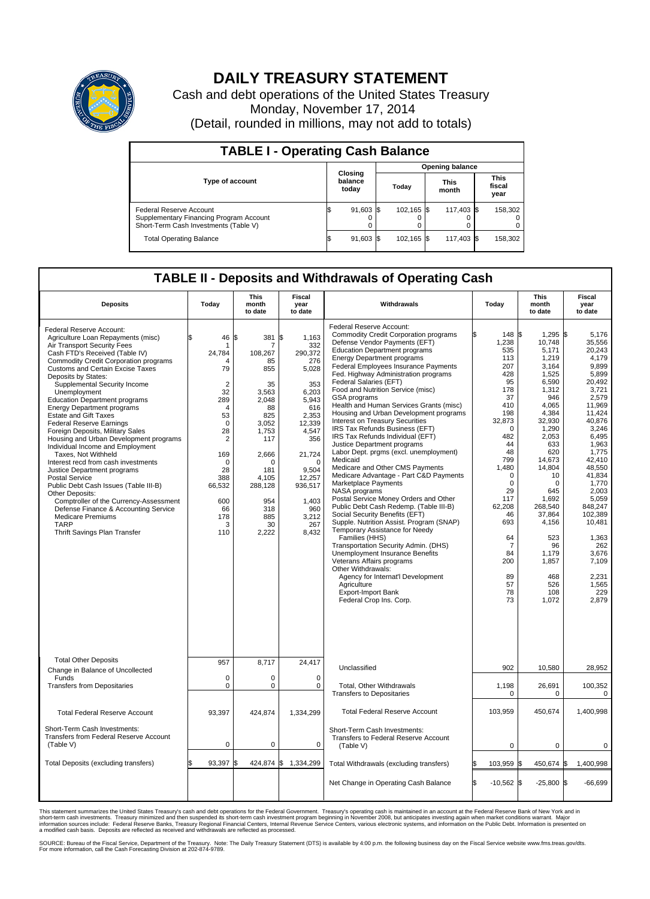# DAILY TREASURY STATEMENT

Cash and debt operations of the United States Treasury
Monday, November 17, 2014
(Detail, rounded in millions, may not add to totals)

## TABLE I - Operating Cash Balance

| Type of account | Closing balance today | Opening balance Today | Opening balance This month | Opening balance This fiscal year |
|---|---|---|---|---|
| Federal Reserve Account | $ 91,603 | $ 102,165 | $ 117,403 | $ 158,302 |
| Supplementary Financing Program Account | 0 | 0 | 0 | 0 |
| Short-Term Cash Investments (Table V) | 0 | 0 | 0 | 0 |
| Total Operating Balance | $ 91,603 | $ 102,165 | $ 117,403 | $ 158,302 |

## TABLE II - Deposits and Withdrawals of Operating Cash

| Deposits | Today | This month to date | Fiscal year to date | Withdrawals | Today | This month to date | Fiscal year to date |
|---|---|---|---|---|---|---|---|
| Federal Reserve Account: | | | | Federal Reserve Account: | | | |
| Agriculture Loan Repayments (misc) | $ 46 | $ 381 | $ 1,163 | Commodity Credit Corporation programs | $ 148 | $ 1,295 | $ 5,176 |
| Air Transport Security Fees | 1 | 7 | 332 | Defense Vendor Payments (EFT) | 1,238 | 10,748 | 35,556 |
| Cash FTD's Received (Table IV) | 24,784 | 108,267 | 290,372 | Education Department programs | 535 | 5,171 | 20,243 |
| Commodity Credit Corporation programs | 4 | 85 | 276 | Energy Department programs | 113 | 1,219 | 4,179 |
| Customs and Certain Excise Taxes | 79 | 855 | 5,028 | Federal Employees Insurance Payments | 207 | 3,164 | 9,899 |
| Deposits by States: | | | | Fed. Highway Administration programs | 428 | 1,525 | 5,899 |
| Supplemental Security Income | 2 | 35 | 353 | Federal Salaries (EFT) | 95 | 6,590 | 20,492 |
| Unemployment | 32 | 3,563 | 6,203 | Food and Nutrition Service (misc) | 178 | 1,312 | 3,721 |
| Education Department programs | 289 | 2,048 | 5,943 | GSA programs | 37 | 946 | 2,579 |
| Energy Department programs | 4 | 88 | 616 | Health and Human Services Grants (misc) | 410 | 4,065 | 11,969 |
| Estate and Gift Taxes | 53 | 825 | 2,353 | Housing and Urban Development programs | 198 | 4,384 | 11,424 |
| Federal Reserve Earnings | 0 | 3,052 | 12,339 | Interest on Treasury Securities | 32,873 | 32,930 | 40,876 |
| Foreign Deposits, Military Sales | 28 | 1,753 | 4,547 | IRS Tax Refunds Business (EFT) | 0 | 1,290 | 3,246 |
| Housing and Urban Development programs | 2 | 117 | 356 | IRS Tax Refunds Individual (EFT) | 482 | 2,053 | 6,495 |
| Individual Income and Employment Taxes, Not Withheld | 169 | 2,666 | 21,724 | Justice Department programs | 44 | 633 | 1,963 |
| Interest recd from cash investments | 0 | 0 | 0 | Labor Dept. prgms (excl. unemployment) | 48 | 620 | 1,775 |
| Justice Department programs | 28 | 181 | 9,504 | Medicaid | 799 | 14,673 | 42,410 |
| Postal Service | 388 | 4,105 | 12,257 | Medicare and Other CMS Payments | 1,480 | 14,804 | 48,550 |
| Public Debt Cash Issues (Table III-B) | 66,532 | 288,128 | 936,517 | Medicare Advantage - Part C&D Payments | 0 | 10 | 41,834 |
| Other Deposits: | | | | Marketplace Payments | 0 | 0 | 1,770 |
| Comptroller of the Currency-Assessment | 600 | 954 | 1,403 | NASA programs | 29 | 645 | 2,003 |
| Defense Finance & Accounting Service | 66 | 318 | 960 | Postal Service Money Orders and Other | 117 | 1,692 | 5,059 |
| Medicare Premiums | 178 | 885 | 3,212 | Public Debt Cash Redemp. (Table III-B) | 62,208 | 268,540 | 848,247 |
| TARP | 3 | 30 | 267 | Social Security Benefits (EFT) | 46 | 37,864 | 102,389 |
| Thrift Savings Plan Transfer | 110 | 2,222 | 8,432 | Supple. Nutrition Assist. Program (SNAP) | 693 | 4,156 | 10,481 |
| | | | | Temporary Assistance for Needy Families (HHS) | 64 | 523 | 1,363 |
| | | | | Transportation Security Admin. (DHS) | 7 | 96 | 262 |
| | | | | Unemployment Insurance Benefits | 84 | 1,179 | 3,676 |
| | | | | Veterans Affairs programs | 200 | 1,857 | 7,109 |
| | | | | Other Withdrawals: | | | |
| | | | | Agency for Internat'l Development | 89 | 468 | 2,231 |
| | | | | Agriculture | 57 | 526 | 1,565 |
| | | | | Export-Import Bank | 78 | 108 | 229 |
| | | | | Federal Crop Ins. Corp. | 73 | 1,072 | 2,879 |
| Total Other Deposits | 957 | 8,717 | 24,417 | Unclassified | 902 | 10,580 | 28,952 |
| Change in Balance of Uncollected Funds | 0 | 0 | 0 | | | | |
| Transfers from Depositaries | 0 | 0 | 0 | Total, Other Withdrawals | 1,198 | 26,691 | 100,352 |
| | | | | Transfers to Depositaries | 0 | 0 | 0 |
| Total Federal Reserve Account | 93,397 | 424,874 | 1,334,299 | Total Federal Reserve Account | 103,959 | 450,674 | 1,400,998 |
| Short-Term Cash Investments: Transfers from Federal Reserve Account (Table V) | 0 | 0 | 0 | Short-Term Cash Investments: Transfers to Federal Reserve Account (Table V) | 0 | 0 | 0 |
| Total Deposits (excluding transfers) | $ 93,397 | $ 424,874 | $ 1,334,299 | Total Withdrawals (excluding transfers) | $ 103,959 | $ 450,674 | $ 1,400,998 |
| | | | | Net Change in Operating Cash Balance | $ -10,562 | $ -25,800 | $ -66,699 |

This statement summarizes the United States Treasury's cash and debt operations for the Federal Government. Treasury's operating cash is maintained in an account at the Federal Reserve Bank of New York and in short-term cash investments. Treasury minimized and then suspended its short-term cash investment program beginning in November 2008, but anticipates investing again when market conditions warrant. Major information sources include: Federal Reserve Banks, Treasury Regional Financial Centers, Internal Revenue Service Centers, various electronic systems, and information on the Public Debt. Information is presented on a modified cash basis. Deposits are reflected as received and withdrawals are reflected as processed.

SOURCE: Bureau of the Fiscal Service, Department of the Treasury. Note: The Daily Treasury Statement (DTS) is available by 4:00 p.m. the following business day on the Fiscal Service website www.fms.treas.gov/dts. For more information, call the Cash Forecasting Division at 202-874-9789.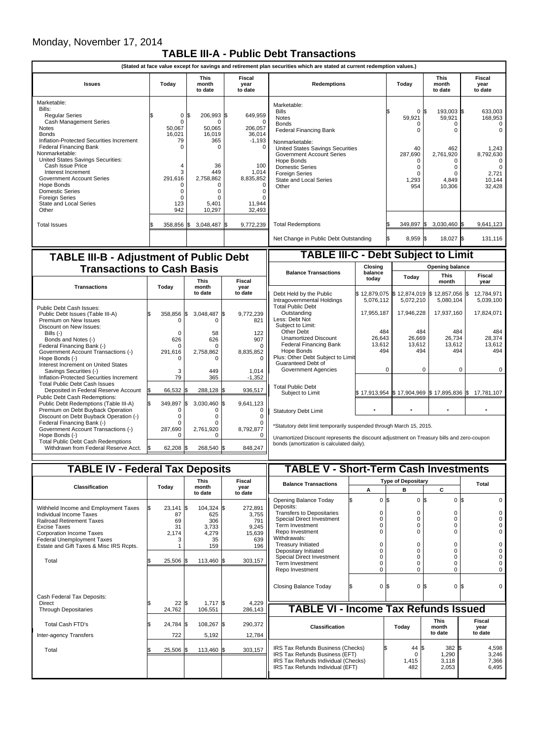Monday, November 17, 2014

# TABLE III-A - Public Debt Transactions

(Stated at face value except for savings and retirement plan securities which are stated at current redemption values.)

| Issues | Today | This month to date | Fiscal year to date |
|---|---|---|---|
| Marketable: | | | |
| Bills: | | | |
| Regular Series | $ 0 | $ 206,993 | $ 649,959 |
| Cash Management Series | 0 | 0 | 0 |
| Notes | 50,067 | 50,065 | 206,057 |
| Bonds | 16,021 | 16,019 | 36,014 |
| Inflation-Protected Securities Increment | 79 | 365 | -1,193 |
| Federal Financing Bank | 0 | 0 | 0 |
| Nonmarketable: | | | |
| United States Savings Securities: | | | |
| Cash Issue Price | 4 | 36 | 100 |
| Interest Increment | 3 | 449 | 1,014 |
| Government Account Series | 291,616 | 2,758,862 | 8,835,852 |
| Hope Bonds | 0 | 0 | 0 |
| Domestic Series | 0 | 0 | 0 |
| Foreign Series | 0 | 0 | 0 |
| State and Local Series | 123 | 5,401 | 11,944 |
| Other | 942 | 10,297 | 32,493 |
| Total Issues | $ 358,856 | $ 3,048,487 | $ 9,772,239 |

| Redemptions | Today | This month to date | Fiscal year to date |
|---|---|---|---|
| Marketable: | | | |
| Bills | $ 0 | $ 193,003 | $ 633,003 |
| Notes | 59,921 | 59,921 | 168,953 |
| Bonds | 0 | 0 | 0 |
| Federal Financing Bank | 0 | 0 | 0 |
| Nonmarketable: | | | |
| United States Savings Securities | 40 | 462 | 1,243 |
| Government Account Series | 287,690 | 2,761,920 | 8,792,630 |
| Hope Bonds | 0 | 0 | 0 |
| Domestic Series | 0 | 0 | 0 |
| Foreign Series | 0 | 0 | 2,721 |
| State and Local Series | 1,293 | 4,849 | 10,144 |
| Other | 954 | 10,306 | 32,428 |
| Total Redemptions | $ 349,897 | $ 3,030,460 | $ 9,641,123 |
| Net Change in Public Debt Outstanding | $ 8,959 | $ 18,027 | $ 131,116 |

# TABLE III-B - Adjustment of Public Debt Transactions to Cash Basis

| Transactions | Today | This month to date | Fiscal year to date |
|---|---|---|---|
| Public Debt Cash Issues: | | | |
| Public Debt Issues (Table III-A) | $ 358,856 | $ 3,048,487 | $ 9,772,239 |
| Premium on New Issues | 0 | 0 | 821 |
| Discount on New Issues: | | | |
| Bills (-) | 0 | 58 | 122 |
| Bonds and Notes (-) | 626 | 626 | 907 |
| Federal Financing Bank (-) | 0 | 0 | 0 |
| Government Account Transactions (-) | 291,616 | 2,758,862 | 8,835,852 |
| Hope Bonds (-) | 0 | 0 | 0 |
| Interest Increment on United States Savings Securities (-) | 3 | 449 | 1,014 |
| Inflation-Protected Securities Increment | 79 | 365 | -1,352 |
| Total Public Debt Cash Issues Deposited in Federal Reserve Account | $ 66,532 | $ 288,128 | $ 936,517 |
| Public Debt Cash Redemptions: | | | |
| Public Debt Redemptions (Table III-A) | $ 349,897 | $ 3,030,460 | $ 9,641,123 |
| Premium on Debt Buyback Operation | 0 | 0 | 0 |
| Discount on Debt Buyback Operation (-) | 0 | 0 | 0 |
| Federal Financing Bank (-) | 0 | 0 | 0 |
| Government Account Transactions (-) | 287,690 | 2,761,920 | 8,792,877 |
| Hope Bonds (-) | 0 | 0 | 0 |
| Total Public Debt Cash Redemptions Withdrawn from Federal Reserve Acct. | $ 62,208 | $ 268,540 | $ 848,247 |

# TABLE III-C - Debt Subject to Limit

| Balance Transactions | Closing balance today | Opening balance Today | Opening balance This month | Opening balance Fiscal year |
|---|---|---|---|---|
| Debt Held by the Public | $ 12,879,075 | $ 12,874,019 | $ 12,857,056 | $ 12,784,971 |
| Intragovernmental Holdings | 5,076,112 | 5,072,210 | 5,080,104 | 5,039,100 |
| Total Public Debt Outstanding | 17,955,187 | 17,946,228 | 17,937,160 | 17,824,071 |
| Less: Debt Not Subject to Limit: | | | | |
| Other Debt | 484 | 484 | 484 | 484 |
| Unamortized Discount | 26,643 | 26,669 | 26,734 | 28,374 |
| Federal Financing Bank | 13,612 | 13,612 | 13,612 | 13,612 |
| Hope Bonds | 494 | 494 | 494 | 494 |
| Plus: Other Debt Subject to Limit | | | | |
| Guaranteed Debt of Government Agencies | 0 | 0 | 0 | 0 |
| Total Public Debt Subject to Limit | $ 17,913,954 | $ 17,904,969 | $ 17,895,836 | $ 17,781,107 |
| Statutory Debt Limit | * | * | * | * |

*Statutory debt limit temporarily suspended through March 15, 2015.

Unamortized Discount represents the discount adjustment on Treasury bills and zero-coupon bonds (amortization is calculated daily).

# TABLE IV - Federal Tax Deposits

| Classification | Today | This month to date | Fiscal year to date |
|---|---|---|---|
| Withheld Income and Employment Taxes | $ 23,141 | $ 104,324 | $ 272,891 |
| Individual Income Taxes | 87 | 625 | 3,755 |
| Railroad Retirement Taxes | 69 | 306 | 791 |
| Excise Taxes | 31 | 3,733 | 9,245 |
| Corporation Income Taxes | 2,174 | 4,279 | 15,639 |
| Federal Unemployment Taxes | 3 | 35 | 639 |
| Estate and Gift Taxes & Misc IRS Rcpts. | 1 | 159 | 196 |
| Total | $ 25,506 | $ 113,460 | $ 303,157 |
| Cash Federal Tax Deposits: | | | |
| Direct | $ 22 | $ 1,717 | $ 4,229 |
| Through Depositaries | 24,762 | 106,551 | 286,143 |
| Total Cash FTD's | $ 24,784 | $ 108,267 | $ 290,372 |
| Inter-agency Transfers | 722 | 5,192 | 12,784 |
| Total | $ 25,506 | $ 113,460 | $ 303,157 |

# TABLE V - Short-Term Cash Investments

| Balance Transactions | Type of Depositary A | Type of Depositary B | Type of Depositary C | Total |
|---|---|---|---|---|
| Opening Balance Today | $ 0 | $ 0 | $ 0 | $ 0 |
| Deposits: | | | | |
| Transfers to Depositaries | 0 | 0 | 0 | 0 |
| Special Direct Investment | 0 | 0 | 0 | 0 |
| Term Investment | 0 | 0 | 0 | 0 |
| Repo Investment | 0 | 0 | 0 | 0 |
| Withdrawals: | | | | |
| Treasury Initiated | 0 | 0 | 0 | 0 |
| Depositary Initiated | 0 | 0 | 0 | 0 |
| Special Direct Investment | 0 | 0 | 0 | 0 |
| Term Investment | 0 | 0 | 0 | 0 |
| Repo Investment | 0 | 0 | 0 | 0 |
| Closing Balance Today | $ 0 | $ 0 | $ 0 | $ 0 |

# TABLE VI - Income Tax Refunds Issued

| Classification | Today | This month to date | Fiscal year to date |
|---|---|---|---|
| IRS Tax Refunds Business (Checks) | $ 44 | $ 382 | $ 4,598 |
| IRS Tax Refunds Business (EFT) | 0 | 1,290 | 3,246 |
| IRS Tax Refunds Individual (Checks) | 1,415 | 3,118 | 7,366 |
| IRS Tax Refunds Individual (EFT) | 482 | 2,053 | 6,495 |